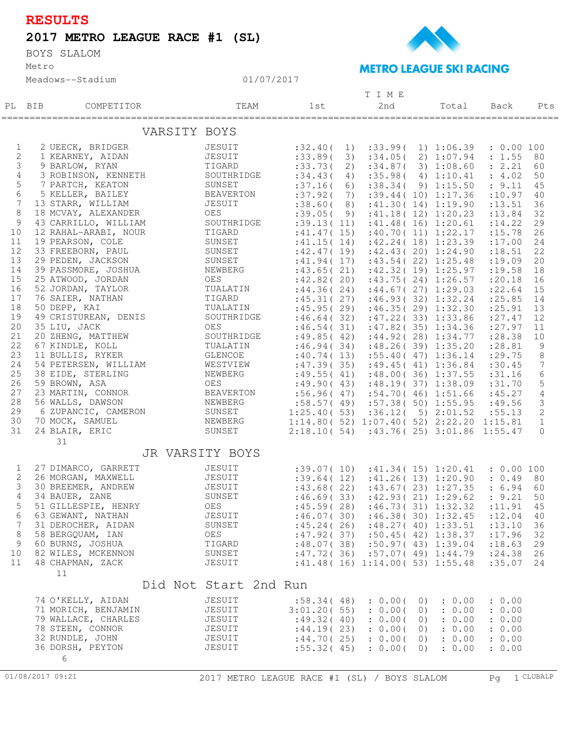# RESULTS

## 2017 METRO LEAGUE RACE #1 (SL)

BOYS SLALOM

Metro

Meadows--Stadium　　01/07/2017

METRO LEAGUE SKI RACING

| PL | BIB | COMPETITOR | TEAM | 1st | 2nd | Total | Back | Pts |
|---|---|---|---|---|---|---|---|---|
| | | **VARSITY BOYS** | | | | | | |
| 1 | 2 | UEECK, BRIDGER | JESUIT | :32.40( 1) | :33.99( 1) | 1:06.39 | : 0.00 | 100 |
| 2 | 1 | KEARNEY, AIDAN | JESUIT | :33.89( 3) | :34.05( 2) | 1:07.94 | : 1.55 | 80 |
| 3 | 9 | BARLOW, RYAN | TIGARD | :33.73( 2) | :34.87( 3) | 1:08.60 | : 2.21 | 60 |
| 4 | 3 | ROBINSON, KENNETH | SOUTHRIDGE | :34.43( 4) | :35.98( 4) | 1:10.41 | : 4.02 | 50 |
| 5 | 7 | PARTCH, KEATON | SUNSET | :37.16( 6) | :38.34( 9) | 1:15.50 | : 9.11 | 45 |
| 6 | 5 | KELLER, BAILEY | BEAVERTON | :37.92( 7) | :39.44( 10) | 1:17.36 | :10.97 | 40 |
| 7 | 13 | STARR, WILLIAM | JESUIT | :38.60( 8) | :41.30( 14) | 1:19.90 | :13.51 | 36 |
| 8 | 18 | MCVAY, ALEXANDER | OES | :39.05( 9) | :41.18( 12) | 1:20.23 | :13.84 | 32 |
| 9 | 43 | CARRILLO, WILLIAM | SOUTHRIDGE | :39.13( 11) | :41.48( 16) | 1:20.61 | :14.22 | 29 |
| 10 | 12 | RAHAL-ARABI, NOUR | TIGARD | :41.47( 15) | :40.70( 11) | 1:22.17 | :15.78 | 26 |
| 11 | 19 | PEARSON, COLE | SUNSET | :41.15( 14) | :42.24( 18) | 1:23.39 | :17.00 | 24 |
| 12 | 33 | FREEBORN, PAUL | SUNSET | :42.47( 19) | :42.43( 20) | 1:24.90 | :18.51 | 22 |
| 13 | 29 | PEDEN, JACKSON | SUNSET | :41.94( 17) | :43.54( 22) | 1:25.48 | :19.09 | 20 |
| 14 | 39 | PASSMORE, JOSHUA | NEWBERG | :43.65( 21) | :42.32( 19) | 1:25.97 | :19.58 | 18 |
| 15 | 25 | ATWOOD, JORDAN | OES | :42.82( 20) | :43.75( 24) | 1:26.57 | :20.18 | 16 |
| 16 | 52 | JORDAN, TAYLOR | TUALATIN | :44.36( 24) | :44.67( 27) | 1:29.03 | :22.64 | 15 |
| 17 | 76 | SAIER, NATHAN | TIGARD | :45.31( 27) | :46.93( 32) | 1:32.24 | :25.85 | 14 |
| 18 | 50 | DEPP, KAI | TUALATIN | :45.95( 29) | :46.35( 29) | 1:32.30 | :25.91 | 13 |
| 19 | 49 | CRISTUREAN, DENIS | SOUTHRIDGE | :46.64( 32) | :47.22( 33) | 1:33.86 | :27.47 | 12 |
| 20 | 35 | LIU, JACK | OES | :46.54( 31) | :47.82( 35) | 1:34.36 | :27.97 | 11 |
| 21 | 20 | ZHENG, MATTHEW | SOUTHRIDGE | :49.85( 42) | :44.92( 28) | 1:34.77 | :28.38 | 10 |
| 22 | 67 | KINDLE, KOLL | TUALATIN | :46.94( 34) | :48.26( 39) | 1:35.20 | :28.81 | 9 |
| 23 | 11 | BULLIS, RYKER | GLENCOE | :40.74( 13) | :55.40( 47) | 1:36.14 | :29.75 | 8 |
| 24 | 54 | PETERSEN, WILLIAM | WESTVIEW | :47.39( 35) | :49.45( 41) | 1:36.84 | :30.45 | 7 |
| 25 | 38 | EIDE, STERLING | NEWBERG | :49.55( 41) | :48.00( 36) | 1:37.55 | :31.16 | 6 |
| 26 | 59 | BROWN, ASA | OES | :49.90( 43) | :48.19( 37) | 1:38.09 | :31.70 | 5 |
| 27 | 23 | MARTIN, CONNOR | BEAVERTON | :56.96( 47) | :54.70( 46) | 1:51.66 | :45.27 | 4 |
| 28 | 56 | WALLS, DAWSON | NEWBERG | :58.57( 49) | :57.38( 50) | 1:55.95 | :49.56 | 3 |
| 29 | 6 | ZUPANCIC, CAMERON | SUNSET | 1:25.40( 53) | :36.12( 5) | 2:01.52 | :55.13 | 2 |
| 30 | 70 | MOCK, SAMUEL | NEWBERG | 1:14.80( 52) | 1:07.40( 52) | 2:22.20 | 1:15.81 | 1 |
| 31 | 24 | BLAIR, ERIC | SUNSET | 2:18.10( 54) | :43.76( 25) | 3:01.86 | 1:55.47 | 0 |
| | 31 | | | | | | | |
| | | **JR VARSITY BOYS** | | | | | | |
| 1 | 27 | DIMARCO, GARRETT | JESUIT | :39.07( 10) | :41.34( 15) | 1:20.41 | : 0.00 | 100 |
| 2 | 26 | MORGAN, MAXWELL | JESUIT | :39.64( 12) | :41.26( 13) | 1:20.90 | : 0.49 | 80 |
| 3 | 30 | BREEMER, ANDREW | JESUIT | :43.68( 22) | :43.67( 23) | 1:27.35 | : 6.94 | 60 |
| 4 | 34 | BAUER, ZANE | SUNSET | :46.69( 33) | :42.93( 21) | 1:29.62 | : 9.21 | 50 |
| 5 | 51 | GILLESPIE, HENRY | OES | :45.59( 28) | :46.73( 31) | 1:32.32 | :11.91 | 45 |
| 6 | 63 | GEWANT, NATHAN | JESUIT | :46.07( 30) | :46.38( 30) | 1:32.45 | :12.04 | 40 |
| 7 | 31 | DEROCHER, AIDAN | SUNSET | :45.24( 26) | :48.27( 40) | 1:33.51 | :13.10 | 36 |
| 8 | 58 | BERGQUAM, IAN | OES | :47.92( 37) | :50.45( 42) | 1:38.37 | :17.96 | 32 |
| 9 | 60 | BURNS, JOSHUA | TIGARD | :48.07( 38) | :50.97( 43) | 1:39.04 | :18.63 | 29 |
| 10 | 82 | WILES, MCKENNON | SUNSET | :47.72( 36) | :57.07( 49) | 1:44.79 | :24.38 | 26 |
| 11 | 48 | CHAPMAN, ZACK | JESUIT | :41.48( 16) | 1:14.00( 53) | 1:55.48 | :35.07 | 24 |
| | 11 | | | | | | | |
| | | **Did Not Start 2nd Run** | | | | | | |
| | 74 | O'KELLY, AIDAN | JESUIT | :58.34( 48) | : 0.00( 0) | : 0.00 | : 0.00 | |
| | 71 | MORICH, BENJAMIN | JESUIT | 3:01.20( 55) | : 0.00( 0) | : 0.00 | : 0.00 | |
| | 79 | WALLACE, CHARLES | JESUIT | :49.32( 40) | : 0.00( 0) | : 0.00 | : 0.00 | |
| | 78 | STEEN, CONNOR | JESUIT | :44.19( 23) | : 0.00( 0) | : 0.00 | : 0.00 | |
| | 32 | RUNDLE, JOHN | JESUIT | :44.70( 25) | : 0.00( 0) | : 0.00 | : 0.00 | |
| | 36 | DORSH, PEYTON | JESUIT | :55.32( 45) | : 0.00( 0) | : 0.00 | : 0.00 | |
| | 6 | | | | | | | |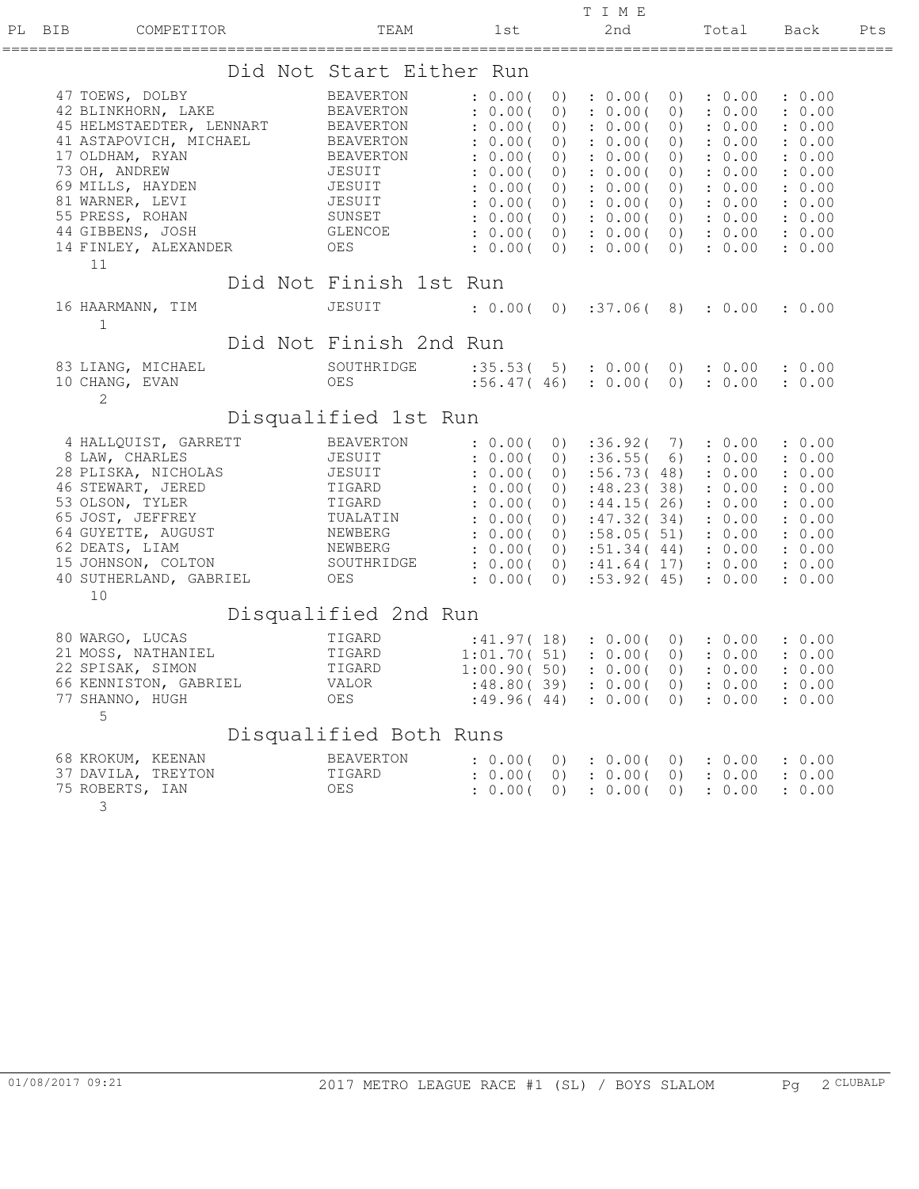| PL | BIB | COMPETITOR | TEAM | TIME 1st | TIME 2nd | Total | Back | Pts |
|---|---|---|---|---|---|---|---|---|
| | | **Did Not Start Either Run** | | | | | | |
| | 47 | TOEWS, DOLBY | BEAVERTON | : 0.00( 0) | : 0.00( 0) | : 0.00 | : 0.00 | |
| | 42 | BLINKHORN, LAKE | BEAVERTON | : 0.00( 0) | : 0.00( 0) | : 0.00 | : 0.00 | |
| | 45 | HELMSTAEDTER, LENNART | BEAVERTON | : 0.00( 0) | : 0.00( 0) | : 0.00 | : 0.00 | |
| | 41 | ASTAPOVICH, MICHAEL | BEAVERTON | : 0.00( 0) | : 0.00( 0) | : 0.00 | : 0.00 | |
| | 17 | OLDHAM, RYAN | BEAVERTON | : 0.00( 0) | : 0.00( 0) | : 0.00 | : 0.00 | |
| | 73 | OH, ANDREW | JESUIT | : 0.00( 0) | : 0.00( 0) | : 0.00 | : 0.00 | |
| | 69 | MILLS, HAYDEN | JESUIT | : 0.00( 0) | : 0.00( 0) | : 0.00 | : 0.00 | |
| | 81 | WARNER, LEVI | JESUIT | : 0.00( 0) | : 0.00( 0) | : 0.00 | : 0.00 | |
| | 55 | PRESS, ROHAN | SUNSET | : 0.00( 0) | : 0.00( 0) | : 0.00 | : 0.00 | |
| | 44 | GIBBENS, JOSH | GLENCOE | : 0.00( 0) | : 0.00( 0) | : 0.00 | : 0.00 | |
| | 14 | FINLEY, ALEXANDER | OES | : 0.00( 0) | : 0.00( 0) | : 0.00 | : 0.00 | |
| | 11 | | | | | | | |
| | | **Did Not Finish 1st Run** | | | | | | |
| | 16 | HAARMANN, TIM | JESUIT | : 0.00( 0) | :37.06( 8) | : 0.00 | : 0.00 | |
| | 1 | | | | | | | |
| | | **Did Not Finish 2nd Run** | | | | | | |
| | 83 | LIANG, MICHAEL | SOUTHRIDGE | :35.53( 5) | : 0.00( 0) | : 0.00 | : 0.00 | |
| | 10 | CHANG, EVAN | OES | :56.47( 46) | : 0.00( 0) | : 0.00 | : 0.00 | |
| | 2 | | | | | | | |
| | | **Disqualified 1st Run** | | | | | | |
| | 4 | HALLQUIST, GARRETT | BEAVERTON | : 0.00( 0) | :36.92( 7) | : 0.00 | : 0.00 | |
| | 8 | LAW, CHARLES | JESUIT | : 0.00( 0) | :36.55( 6) | : 0.00 | : 0.00 | |
| | 28 | PLISKA, NICHOLAS | JESUIT | : 0.00( 0) | :56.73( 48) | : 0.00 | : 0.00 | |
| | 46 | STEWART, JERED | TIGARD | : 0.00( 0) | :48.23( 38) | : 0.00 | : 0.00 | |
| | 53 | OLSON, TYLER | TIGARD | : 0.00( 0) | :44.15( 26) | : 0.00 | : 0.00 | |
| | 65 | JOST, JEFFREY | TUALATIN | : 0.00( 0) | :47.32( 34) | : 0.00 | : 0.00 | |
| | 64 | GUYETTE, AUGUST | NEWBERG | : 0.00( 0) | :58.05( 51) | : 0.00 | : 0.00 | |
| | 62 | DEATS, LIAM | NEWBERG | : 0.00( 0) | :51.34( 44) | : 0.00 | : 0.00 | |
| | 15 | JOHNSON, COLTON | SOUTHRIDGE | : 0.00( 0) | :41.64( 17) | : 0.00 | : 0.00 | |
| | 40 | SUTHERLAND, GABRIEL | OES | : 0.00( 0) | :53.92( 45) | : 0.00 | : 0.00 | |
| | 10 | | | | | | | |
| | | **Disqualified 2nd Run** | | | | | | |
| | 80 | WARGO, LUCAS | TIGARD | :41.97( 18) | : 0.00( 0) | : 0.00 | : 0.00 | |
| | 21 | MOSS, NATHANIEL | TIGARD | 1:01.70( 51) | : 0.00( 0) | : 0.00 | : 0.00 | |
| | 22 | SPISAK, SIMON | TIGARD | 1:00.90( 50) | : 0.00( 0) | : 0.00 | : 0.00 | |
| | 66 | KENNISTON, GABRIEL | VALOR | :48.80( 39) | : 0.00( 0) | : 0.00 | : 0.00 | |
| | 77 | SHANNO, HUGH | OES | :49.96( 44) | : 0.00( 0) | : 0.00 | : 0.00 | |
| | 5 | | | | | | | |
| | | **Disqualified Both Runs** | | | | | | |
| | 68 | KROKUM, KEENAN | BEAVERTON | : 0.00( 0) | : 0.00( 0) | : 0.00 | : 0.00 | |
| | 37 | DAVILA, TREYTON | TIGARD | : 0.00( 0) | : 0.00( 0) | : 0.00 | : 0.00 | |
| | 75 | ROBERTS, IAN | OES | : 0.00( 0) | : 0.00( 0) | : 0.00 | : 0.00 | |
| | 3 | | | | | | | |